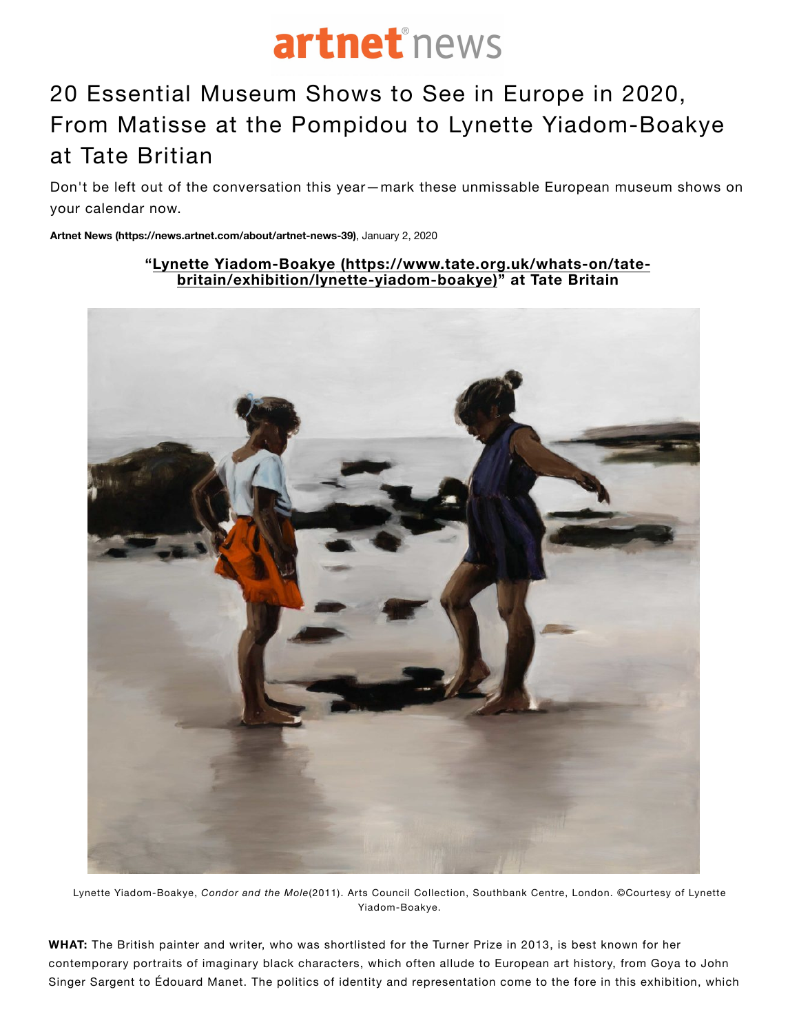# artnet news

# 20 Essential Museum Shows to See in Europe in 2020, From Matisse at the Pompidou to Lynette Yiadom-Boakye at Tate Britian

Don't be left out of the conversation this year—mark these unmissable European museum shows on your calendar now.

**Artnet News (https://news.artnet.com/about/artnet-news-39)**, January 2, 2020

**"Lynette Yiadom-Boakye (https://www.tate.org.uk/whats-on/tate-britain/exhibition/lynette-yiadom-boakye)" at Tate Britain**

Lynette Yiadom-Boakye, *Condor and the Mole*(2011). Arts Council Collection, Southbank Centre, London. ©Courtesy of Lynette Yiadom-Boakye.

**WHAT:** The British painter and writer, who was shortlisted for the Turner Prize in 2013, is best known for her contemporary portraits of imaginary black characters, which often allude to European art history, from Goya to John Singer Sargent to Édouard Manet. The politics of identity and representation come to the fore in this exhibition, which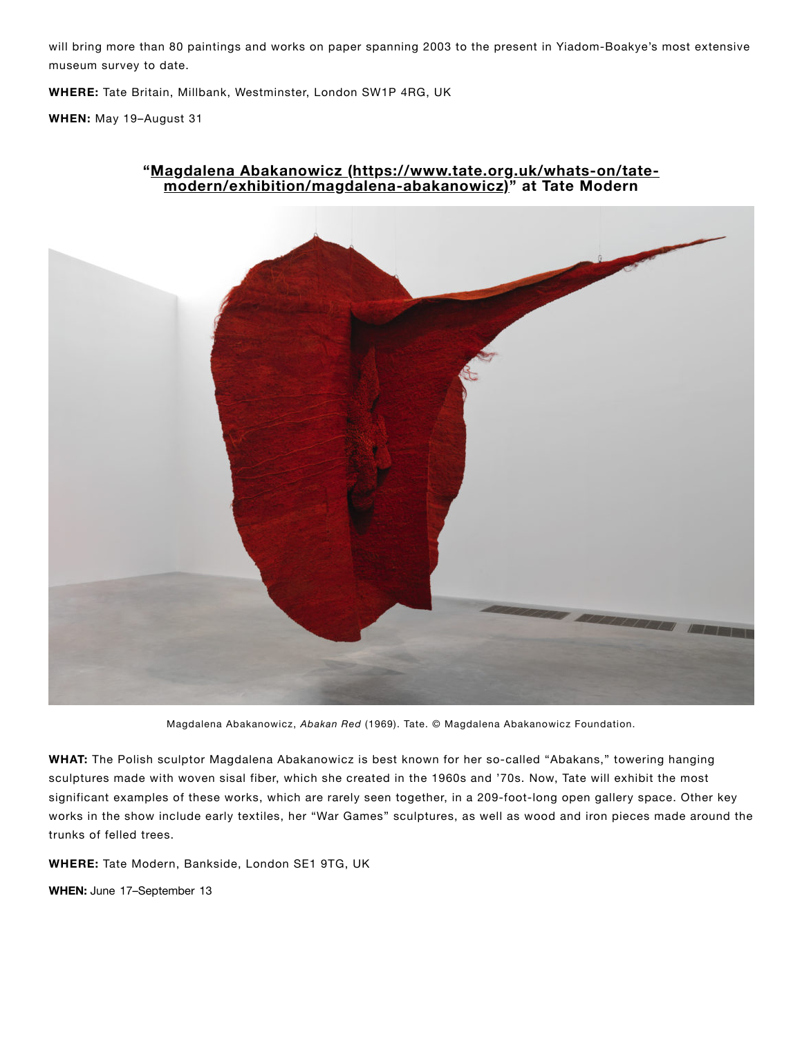will bring more than 80 paintings and works on paper spanning 2003 to the present in Yiadom-Boakye's most extensive museum survey to date.

**WHERE:** Tate Britain, Millbank, Westminster, London SW1P 4RG, UK

**WHEN:** May 19–August 31

### "Magdalena Abakanowicz (https://www.tate.org.uk/whats-on/tate-modern/exhibition/magdalena-abakanowicz)" at Tate Modern

Magdalena Abakanowicz, *Abakan Red* (1969). Tate. © Magdalena Abakanowicz Foundation.

**WHAT:** The Polish sculptor Magdalena Abakanowicz is best known for her so-called "Abakans," towering hanging sculptures made with woven sisal fiber, which she created in the 1960s and '70s. Now, Tate will exhibit the most significant examples of these works, which are rarely seen together, in a 209-foot-long open gallery space. Other key works in the show include early textiles, her "War Games" sculptures, as well as wood and iron pieces made around the trunks of felled trees.

**WHERE:** Tate Modern, Bankside, London SE1 9TG, UK

**WHEN:** June 17–September 13